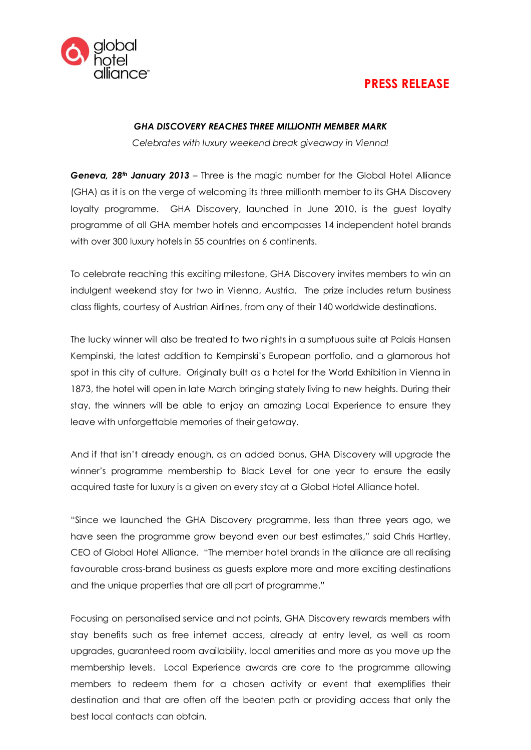global hotel alliance

**PRESS RELEASE**

***GHA DISCOVERY REACHES THREE MILLIONTH MEMBER MARK***

*Celebrates with luxury weekend break giveaway in Vienna!*

***Geneva, 28th January 2013*** – Three is the magic number for the Global Hotel Alliance (GHA) as it is on the verge of welcoming its three millionth member to its GHA Discovery loyalty programme. GHA Discovery, launched in June 2010, is the guest loyalty programme of all GHA member hotels and encompasses 14 independent hotel brands with over 300 luxury hotels in 55 countries on 6 continents.

To celebrate reaching this exciting milestone, GHA Discovery invites members to win an indulgent weekend stay for two in Vienna, Austria. The prize includes return business class flights, courtesy of Austrian Airlines, from any of their 140 worldwide destinations.

The lucky winner will also be treated to two nights in a sumptuous suite at Palais Hansen Kempinski, the latest addition to Kempinski's European portfolio, and a glamorous hot spot in this city of culture. Originally built as a hotel for the World Exhibition in Vienna in 1873, the hotel will open in late March bringing stately living to new heights. During their stay, the winners will be able to enjoy an amazing Local Experience to ensure they leave with unforgettable memories of their getaway.

And if that isn't already enough, as an added bonus, GHA Discovery will upgrade the winner's programme membership to Black Level for one year to ensure the easily acquired taste for luxury is a given on every stay at a Global Hotel Alliance hotel.

"Since we launched the GHA Discovery programme, less than three years ago, we have seen the programme grow beyond even our best estimates," said Chris Hartley, CEO of Global Hotel Alliance. "The member hotel brands in the alliance are all realising favourable cross-brand business as guests explore more and more exciting destinations and the unique properties that are all part of programme."

Focusing on personalised service and not points, GHA Discovery rewards members with stay benefits such as free internet access, already at entry level, as well as room upgrades, guaranteed room availability, local amenities and more as you move up the membership levels. Local Experience awards are core to the programme allowing members to redeem them for a chosen activity or event that exemplifies their destination and that are often off the beaten path or providing access that only the best local contacts can obtain.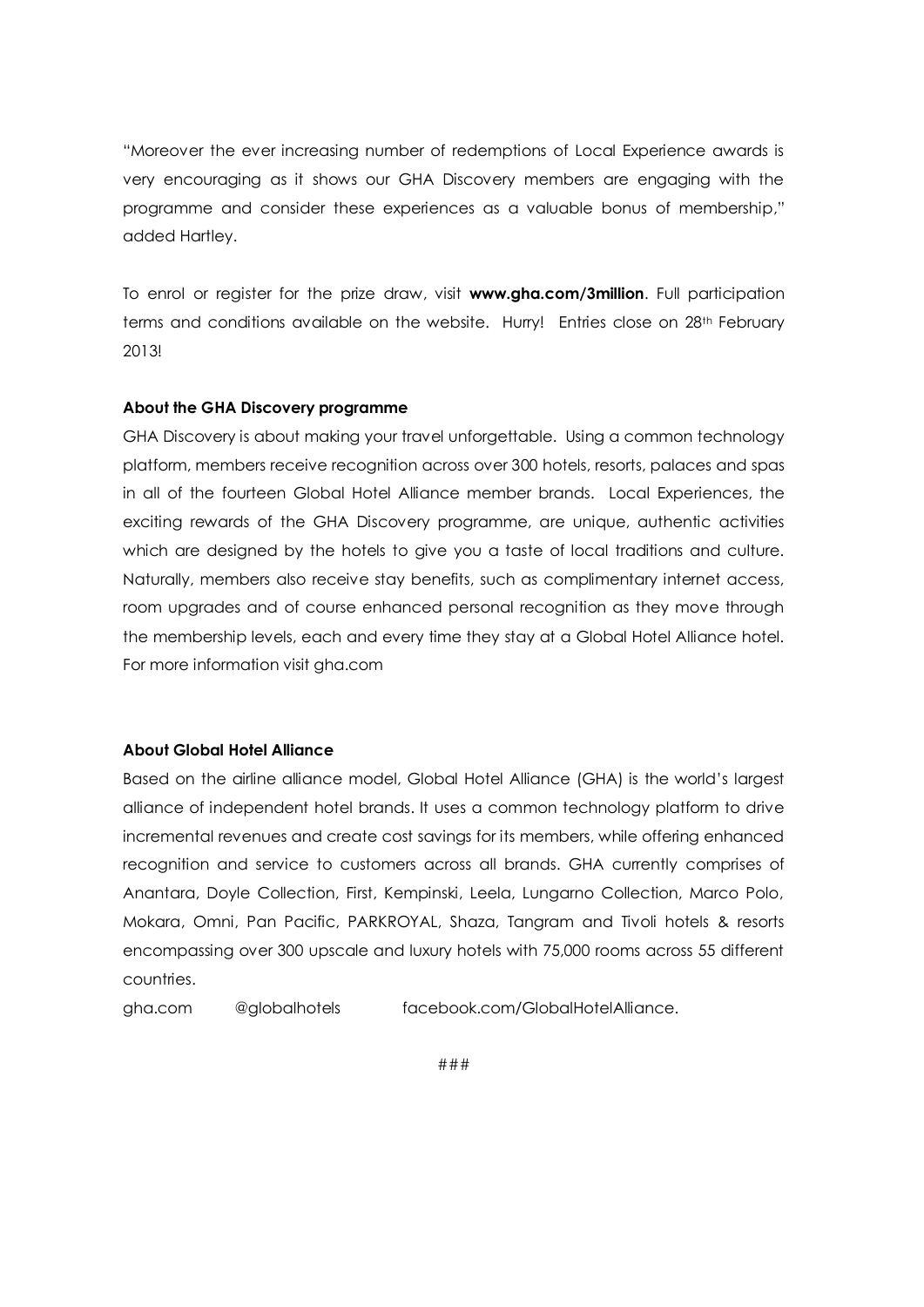"Moreover the ever increasing number of redemptions of Local Experience awards is very encouraging as it shows our GHA Discovery members are engaging with the programme and consider these experiences as a valuable bonus of membership," added Hartley.

To enrol or register for the prize draw, visit **www.gha.com/3million**. Full participation terms and conditions available on the website. Hurry! Entries close on 28th February 2013!

**About the GHA Discovery programme**

GHA Discovery is about making your travel unforgettable. Using a common technology platform, members receive recognition across over 300 hotels, resorts, palaces and spas in all of the fourteen Global Hotel Alliance member brands. Local Experiences, the exciting rewards of the GHA Discovery programme, are unique, authentic activities which are designed by the hotels to give you a taste of local traditions and culture. Naturally, members also receive stay benefits, such as complimentary internet access, room upgrades and of course enhanced personal recognition as they move through the membership levels, each and every time they stay at a Global Hotel Alliance hotel. For more information visit gha.com

**About Global Hotel Alliance**

Based on the airline alliance model, Global Hotel Alliance (GHA) is the world's largest alliance of independent hotel brands. It uses a common technology platform to drive incremental revenues and create cost savings for its members, while offering enhanced recognition and service to customers across all brands. GHA currently comprises of Anantara, Doyle Collection, First, Kempinski, Leela, Lungarno Collection, Marco Polo, Mokara, Omni, Pan Pacific, PARKROYAL, Shaza, Tangram and Tivoli hotels & resorts encompassing over 300 upscale and luxury hotels with 75,000 rooms across 55 different countries.

gha.com @globalhotels facebook.com/GlobalHotelAlliance.

###